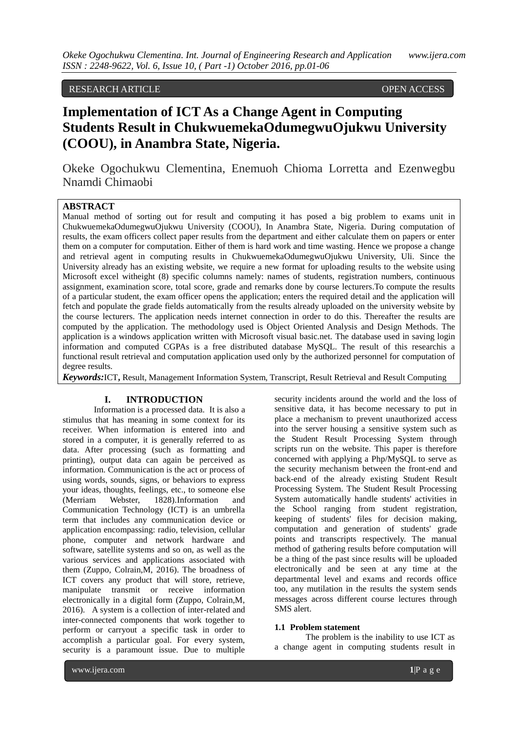RESEARCH ARTICLE OPEN ACCESS

# Implementation of ICT As a Change Agent in Computing Students Result in ChukwuemekaOdumegwuOjukwu University (COOU), in Anambra State, Nigeria.

Okeke Ogochukwu Clementina, Enemuoh Chioma Lorretta and Ezenwegbu Nnamdi Chimaobi

## ABSTRACT

Manual method of sorting out for result and computing it has posed a big problem to exams unit in ChukwuemekaOdumegwuOjukwu University (COOU), In Anambra State, Nigeria. During computation of results, the exam officers collect paper results from the department and either calculate them on papers or enter them on a computer for computation. Either of them is hard work and time wasting. Hence we propose a change and retrieval agent in computing results in ChukwuemekaOdumegwuOjukwu University, Uli. Since the University already has an existing website, we require a new format for uploading results to the website using Microsoft excel witheight (8) specific columns namely: names of students, registration numbers, continuous assignment, examination score, total score, grade and remarks done by course lecturers.To compute the results of a particular student, the exam officer opens the application; enters the required detail and the application will fetch and populate the grade fields automatically from the results already uploaded on the university website by the course lecturers. The application needs internet connection in order to do this. Thereafter the results are computed by the application. The methodology used is Object Oriented Analysis and Design Methods. The application is a windows application written with Microsoft visual basic.net. The database used in saving login information and computed CGPAs is a free distributed database MySQL. The result of this researchis a functional result retrieval and computation application used only by the authorized personnel for computation of degree results.

***Keywords:***ICT**,** Result, Management Information System, Transcript, Result Retrieval and Result Computing

## I. INTRODUCTION

Information is a processed data. It is also a stimulus that has meaning in some context for its receiver. When information is entered into and stored in a computer, it is generally referred to as data. After processing (such as formatting and printing), output data can again be perceived as information. Communication is the act or process of using words, sounds, signs, or behaviors to express your ideas, thoughts, feelings, etc., to someone else (Merriam Webster, 1828).Information and Communication Technology (ICT) is an umbrella term that includes any communication device or application encompassing: radio, television, cellular phone, computer and network hardware and software, satellite systems and so on, as well as the various services and applications associated with them (Zuppo, Colrain,M, 2016). The broadness of ICT covers any product that will store, retrieve, manipulate transmit or receive information electronically in a digital form (Zuppo, Colrain,M, 2016). A system is a collection of inter-related and inter-connected components that work together to perform or carryout a specific task in order to accomplish a particular goal. For every system, security is a paramount issue. Due to multiple security incidents around the world and the loss of sensitive data, it has become necessary to put in place a mechanism to prevent unauthorized access into the server housing a sensitive system such as the Student Result Processing System through scripts run on the website. This paper is therefore concerned with applying a Php/MySQL to serve as the security mechanism between the front-end and back-end of the already existing Student Result Processing System. The Student Result Processing System automatically handle students' activities in the School ranging from student registration, keeping of students' files for decision making, computation and generation of students' grade points and transcripts respectively. The manual method of gathering results before computation will be a thing of the past since results will be uploaded electronically and be seen at any time at the departmental level and exams and records office too, any mutilation in the results the system sends messages across different course lectures through SMS alert.

### 1.1 Problem statement

The problem is the inability to use ICT as a change agent in computing students result in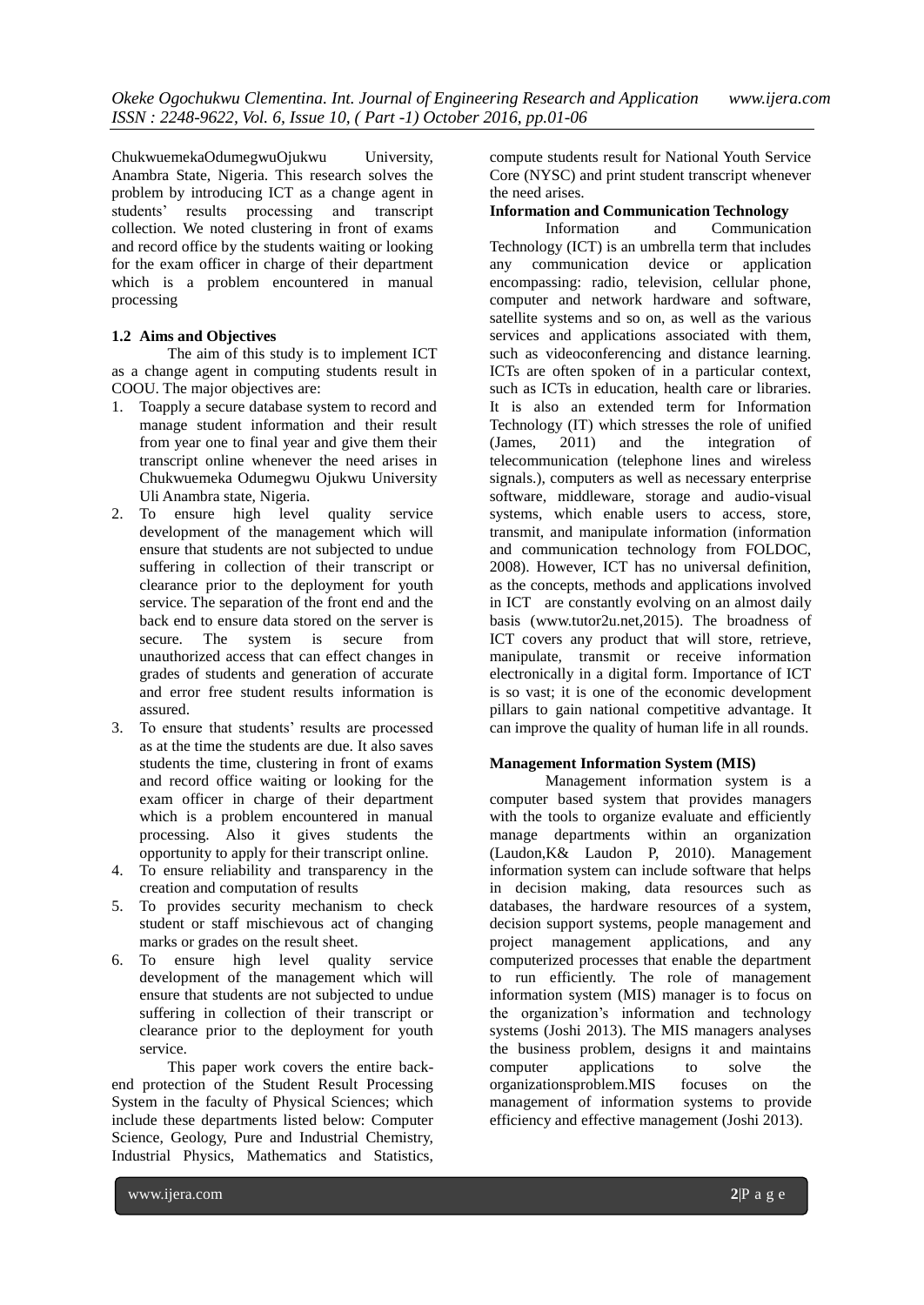ChukwuemekaOdumegwuOjukwu University, Anambra State, Nigeria. This research solves the problem by introducing ICT as a change agent in students' results processing and transcript collection. We noted clustering in front of exams and record office by the students waiting or looking for the exam officer in charge of their department which is a problem encountered in manual processing

### 1.2 Aims and Objectives

The aim of this study is to implement ICT as a change agent in computing students result in COOU. The major objectives are:

1. Toapply a secure database system to record and manage student information and their result from year one to final year and give them their transcript online whenever the need arises in Chukwuemeka Odumegwu Ojukwu University Uli Anambra state, Nigeria.
2. To ensure high level quality service development of the management which will ensure that students are not subjected to undue suffering in collection of their transcript or clearance prior to the deployment for youth service. The separation of the front end and the back end to ensure data stored on the server is secure. The system is secure from unauthorized access that can effect changes in grades of students and generation of accurate and error free student results information is assured.
3. To ensure that students' results are processed as at the time the students are due. It also saves students the time, clustering in front of exams and record office waiting or looking for the exam officer in charge of their department which is a problem encountered in manual processing. Also it gives students the opportunity to apply for their transcript online.
4. To ensure reliability and transparency in the creation and computation of results
5. To provides security mechanism to check student or staff mischievous act of changing marks or grades on the result sheet.
6. To ensure high level quality service development of the management which will ensure that students are not subjected to undue suffering in collection of their transcript or clearance prior to the deployment for youth service.

This paper work covers the entire back-end protection of the Student Result Processing System in the faculty of Physical Sciences; which include these departments listed below: Computer Science, Geology, Pure and Industrial Chemistry, Industrial Physics, Mathematics and Statistics, compute students result for National Youth Service Core (NYSC) and print student transcript whenever the need arises.

**Information and Communication Technology**

Information and Communication Technology (ICT) is an umbrella term that includes any communication device or application encompassing: radio, television, cellular phone, computer and network hardware and software, satellite systems and so on, as well as the various services and applications associated with them, such as videoconferencing and distance learning. ICTs are often spoken of in a particular context, such as ICTs in education, health care or libraries. It is also an extended term for Information Technology (IT) which stresses the role of unified (James, 2011) and the integration of telecommunication (telephone lines and wireless signals.), computers as well as necessary enterprise software, middleware, storage and audio-visual systems, which enable users to access, store, transmit, and manipulate information (information and communication technology from FOLDOC, 2008). However, ICT has no universal definition, as the concepts, methods and applications involved in ICT are constantly evolving on an almost daily basis (www.tutor2u.net,2015). The broadness of ICT covers any product that will store, retrieve, manipulate, transmit or receive information electronically in a digital form. Importance of ICT is so vast; it is one of the economic development pillars to gain national competitive advantage. It can improve the quality of human life in all rounds.

**Management Information System (MIS)**

Management information system is a computer based system that provides managers with the tools to organize evaluate and efficiently manage departments within an organization (Laudon,K& Laudon P, 2010). Management information system can include software that helps in decision making, data resources such as databases, the hardware resources of a system, decision support systems, people management and project management applications, and any computerized processes that enable the department to run efficiently. The role of management information system (MIS) manager is to focus on the organization's information and technology systems (Joshi 2013). The MIS managers analyses the business problem, designs it and maintains computer applications to solve the organizationsproblem.MIS focuses on the management of information systems to provide efficiency and effective management (Joshi 2013).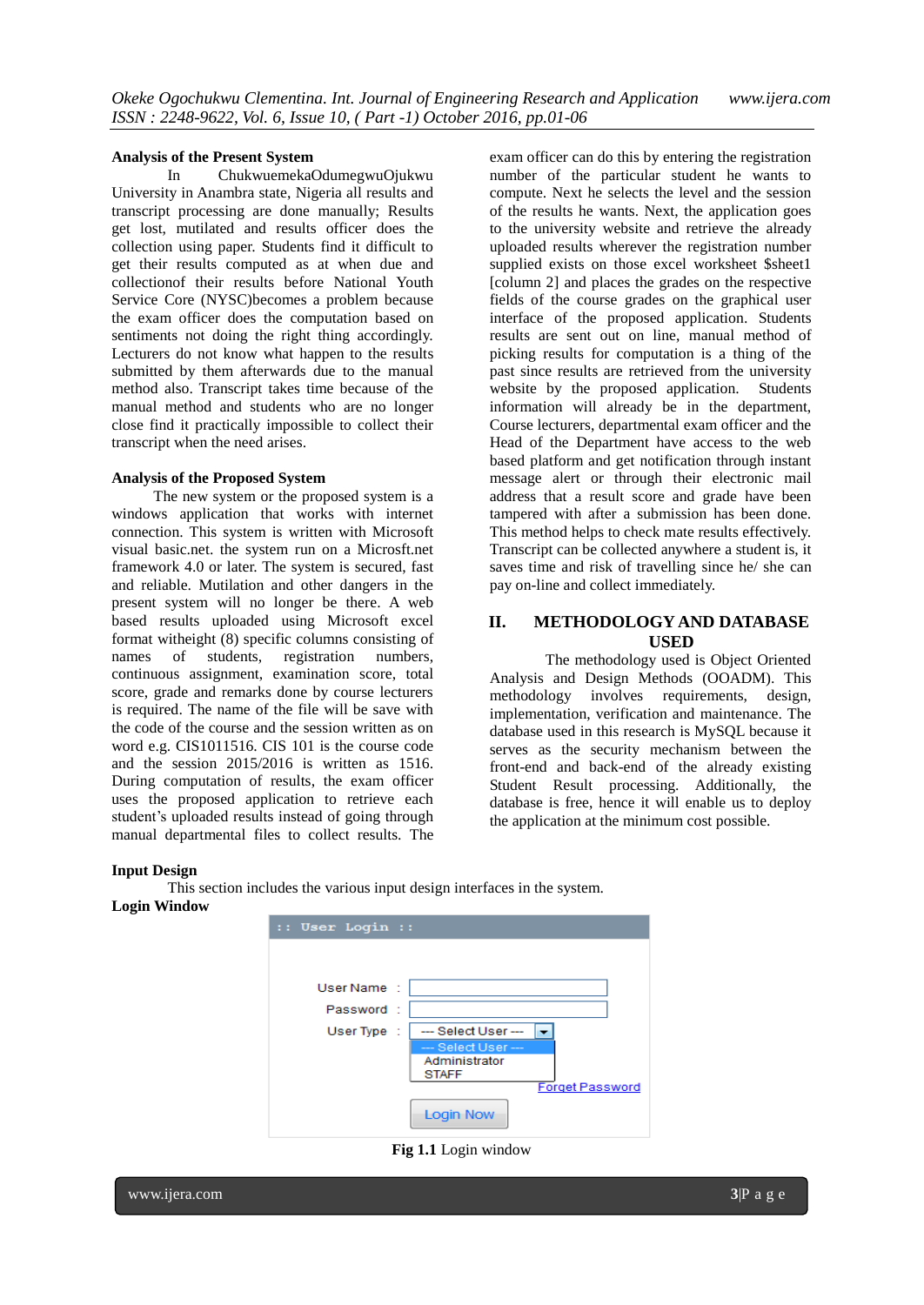### Analysis of the Present System

In ChukwuemekaOdumegwuOjukwu University in Anambra state, Nigeria all results and transcript processing are done manually; Results get lost, mutilated and results officer does the collection using paper. Students find it difficult to get their results computed as at when due and collectionof their results before National Youth Service Core (NYSC)becomes a problem because the exam officer does the computation based on sentiments not doing the right thing accordingly. Lecturers do not know what happen to the results submitted by them afterwards due to the manual method also. Transcript takes time because of the manual method and students who are no longer close find it practically impossible to collect their transcript when the need arises.

### Analysis of the Proposed System

The new system or the proposed system is a windows application that works with internet connection. This system is written with Microsoft visual basic.net. the system run on a Microsft.net framework 4.0 or later. The system is secured, fast and reliable. Mutilation and other dangers in the present system will no longer be there. A web based results uploaded using Microsoft excel format witheight (8) specific columns consisting of names of students, registration numbers, continuous assignment, examination score, total score, grade and remarks done by course lecturers is required. The name of the file will be save with the code of the course and the session written as on word e.g. CIS1011516. CIS 101 is the course code and the session 2015/2016 is written as 1516. During computation of results, the exam officer uses the proposed application to retrieve each student's uploaded results instead of going through manual departmental files to collect results. The exam officer can do this by entering the registration number of the particular student he wants to compute. Next he selects the level and the session of the results he wants. Next, the application goes to the university website and retrieve the already uploaded results wherever the registration number supplied exists on those excel worksheet $sheet1 [column 2] and places the grades on the respective fields of the course grades on the graphical user interface of the proposed application. Students results are sent out on line, manual method of picking results for computation is a thing of the past since results are retrieved from the university website by the proposed application. Students information will already be in the department, Course lecturers, departmental exam officer and the Head of the Department have access to the web based platform and get notification through instant message alert or through their electronic mail address that a result score and grade have been tampered with after a submission has done. This method helps to check mate results effectively. Transcript can be collected anywhere a student is, it saves time and risk of travelling since he/ she can pay on-line and collect immediately.

## II. METHODOLOGY AND DATABASE USED

The methodology used is Object Oriented Analysis and Design Methods (OOADM). This methodology involves requirements, design, implementation, verification and maintenance. The database used in this research is MySQL because it serves as the security mechanism between the front-end and back-end of the already existing Student Result processing. Additionally, the database is free, hence it will enable us to deploy the application at the minimum cost possible.

### Input Design

This section includes the various input design interfaces in the system.

### Login Window

:: User Login ::

User Name :
Password :
User Type : --- Select User ---
--- Select User ---
Administrator
STAFF

Forget Password

Login Now

**Fig 1.1** Login window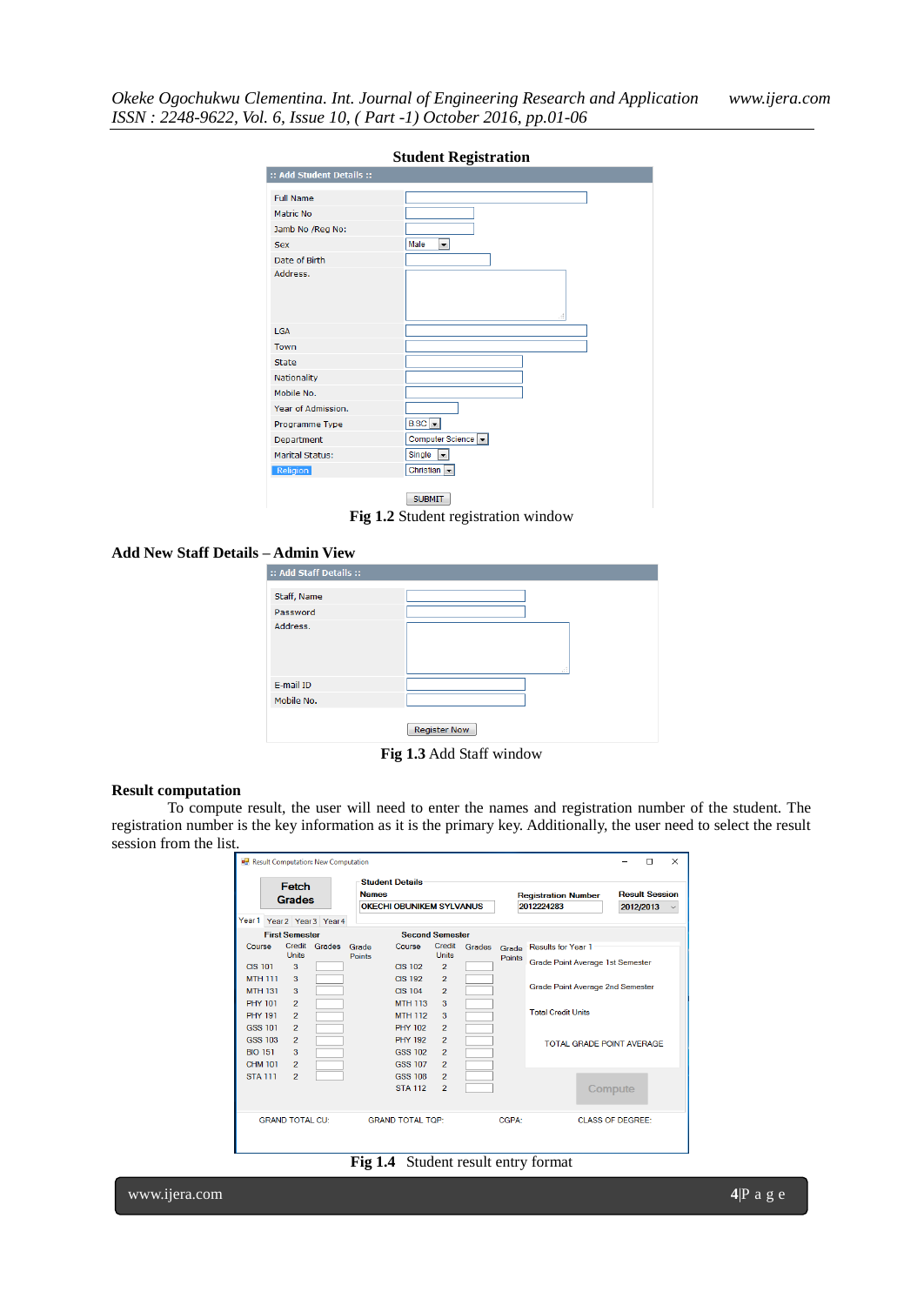**Student Registration**

:: Add Student Details ::

| | |
|---|---|
| Full Name | |
| Matric No | |
| Jamb No /Reg No: | |
| Sex | Male |
| Date of Birth | |
| Address. | |
| LGA | |
| Town | |
| State | |
| Nationality | |
| Mobile No. | |
| Year of Admission. | |
| Programme Type | BSC |
| Department | Computer Science |
| Marital Status: | Single |
| Religion | Christian |

SUBMIT

**Fig 1.2** Student registration window

**Add New Staff Details – Admin View**

:: Add Staff Details ::

| | |
|---|---|
| Staff, Name | |
| Password | |
| Address. | |
| E-mail ID | |
| Mobile No. | |

Register Now

**Fig 1.3** Add Staff window

**Result computation**

To compute result, the user will need to enter the names and registration number of the student. The registration number is the key information as it is the primary key. Additionally, the user need to select the result session from the list.

Result Computation: New Computation

Fetch Grades

Student Details

Names: OKECHI OBUNIKEM SYLVANUS | Registration Number: 2012224283 | Result Session: 2012/2013

Year 1 | Year 2 | Year 3 | Year 4

| First Semester | | | | Second Semester | | | |
|---|---|---|---|---|---|---|---|
| Course | Credit Units | Grades | Grade Points | Course | Credit Units | Grades | Grade Points |
| CIS 101 | 3 | | | CIS 102 | 2 | | |
| MTH 111 | 3 | | | CIS 192 | 2 | | |
| MTH 131 | 3 | | | CIS 104 | 2 | | |
| PHY 101 | 2 | | | MTH 113 | 3 | | |
| PHY 191 | 2 | | | MTH 112 | 3 | | |
| GSS 101 | 2 | | | PHY 102 | 2 | | |
| GSS 103 | 2 | | | PHY 192 | 2 | | |
| BIO 151 | 3 | | | GSS 102 | 2 | | |
| CHM 101 | 2 | | | GSS 107 | 2 | | |
| STA 111 | 2 | | | GSS 108 | 2 | | |
| | | | | STA 112 | 2 | | |

Results for Year 1

Grade Point Average 1st Semester

Grade Point Average 2nd Semester

Total Credit Units

TOTAL GRADE POINT AVERAGE

Compute

GRAND TOTAL CU: | GRAND TOTAL TGP: | CGPA: | CLASS OF DEGREE:

**Fig 1.4** Student result entry format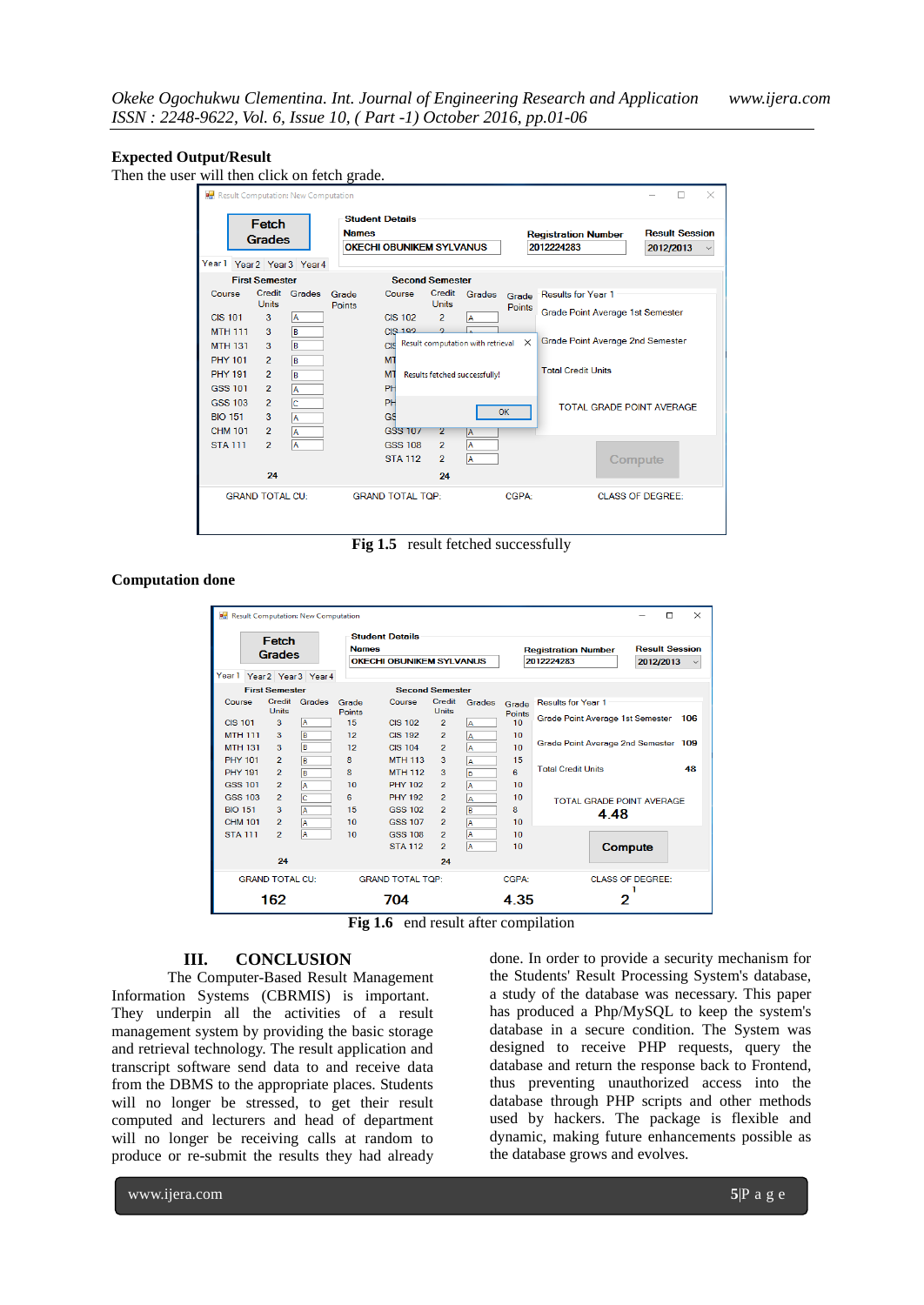**Expected Output/Result**

Then the user will then click on fetch grade.

Fig 1.5 result fetched successfully

**Computation done**

Fig 1.6 end result after compilation

## III. CONCLUSION

The Computer-Based Result Management Information Systems (CBRMIS) is important. They underpin all the activities of a result management system by providing the basic storage and retrieval technology. The result application and transcript software send data to and receive data from the DBMS to the appropriate places. Students will no longer be stressed, to get their result computed and lecturers and head of department will no longer be receiving calls at random to produce or re-submit the results they had already done. In order to provide a security mechanism for the Students' Result Processing System's database, a study of the database was necessary. This paper has produced a Php/MySQL to keep the system's database in a secure condition. The System was designed to receive PHP requests, query the database and return the response back to Frontend, thus preventing unauthorized access into the database through PHP scripts and other methods used by hackers. The package is flexible and dynamic, making future enhancements possible as the database grows and evolves.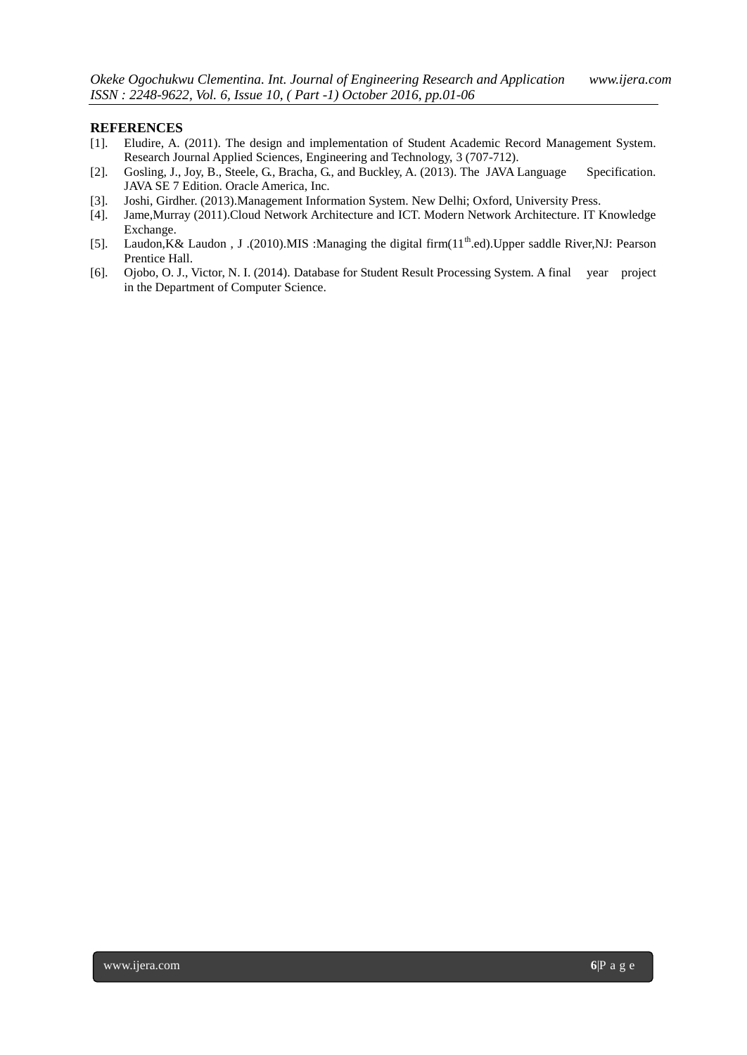## REFERENCES

[1]. Eludire, A. (2011). The design and implementation of Student Academic Record Management System. Research Journal Applied Sciences, Engineering and Technology, 3 (707-712).

[2]. Gosling, J., Joy, B., Steele, G., Bracha, G., and Buckley, A. (2013). The JAVA Language Specification. JAVA SE 7 Edition. Oracle America, Inc.

[3]. Joshi, Girdher. (2013).Management Information System. New Delhi; Oxford, University Press.

[4]. Jame,Murray (2011).Cloud Network Architecture and ICT. Modern Network Architecture. IT Knowledge Exchange.

[5]. Laudon,K& Laudon , J .(2010).MIS :Managing the digital firm(11th.ed).Upper saddle River,NJ: Pearson Prentice Hall.

[6]. Ojobo, O. J., Victor, N. I. (2014). Database for Student Result Processing System. A final year project in the Department of Computer Science.